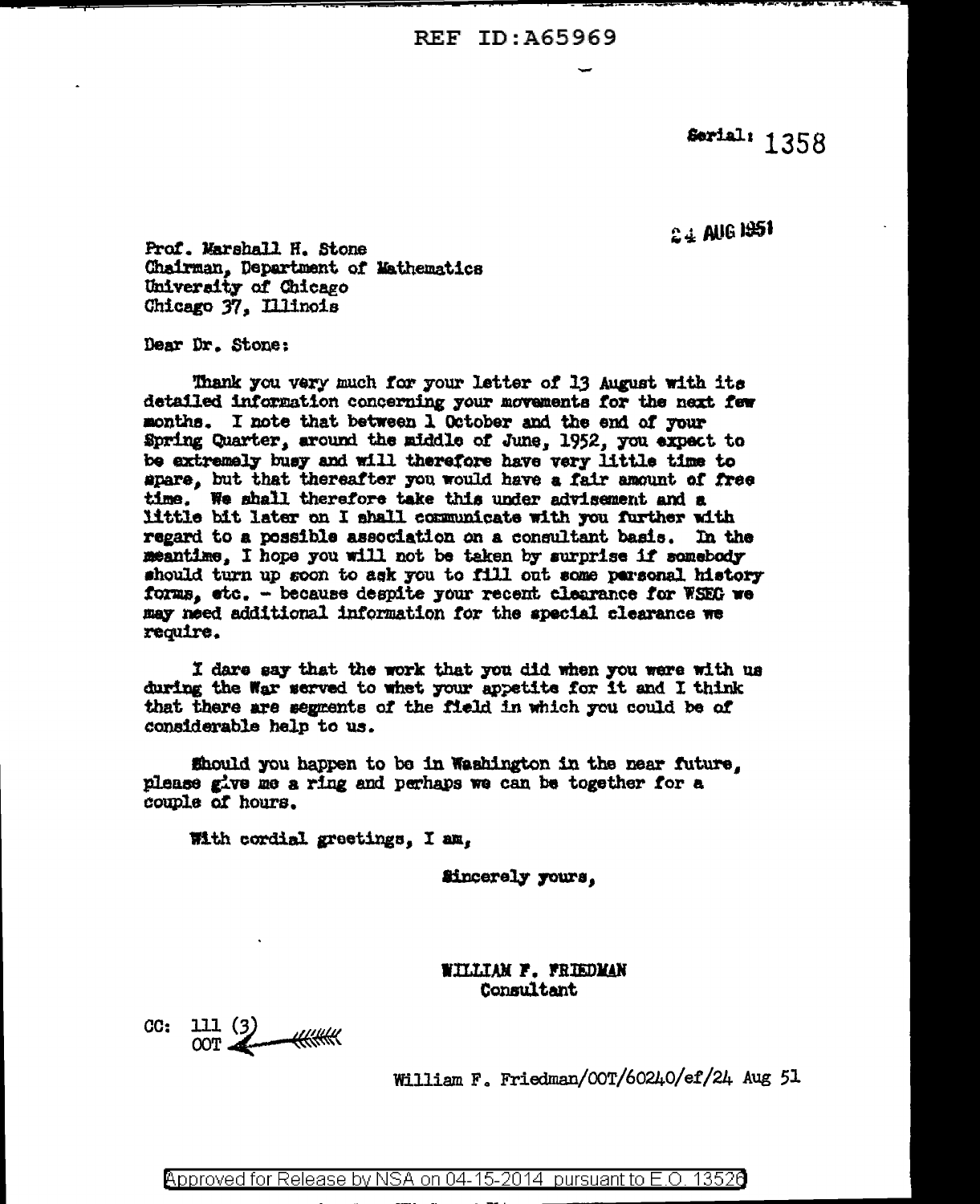REF ID:A65969

Serial: 1358

24 AUG 1951

Prof. Marshall H. Stone
Chairman, Department of Mathematics
University of Chicago
Chicago 37, Illinois

Dear Dr. Stone:

Thank you very much for your letter of 13 August with its detailed information concerning your movements for the next few months. I note that between 1 October and the end of your Spring Quarter, around the middle of June, 1952, you expect to be extremely busy and will therefore have very little time to spare, but that thereafter you would have a fair amount of free time. We shall therefore take this under advisement and a little bit later on I shall communicate with you further with regard to a possible association on a consultant basis. In the meantime, I hope you will not be taken by surprise if somebody should turn up soon to ask you to fill out some personal history forms, etc. - because despite your recent clearance for WSEG we may need additional information for the special clearance we require.

I dare say that the work that you did when you were with us during the War served to whet your appetite for it and I think that there are segments of the field in which you could be of considerable help to us.

Should you happen to be in Washington in the near future, please give me a ring and perhaps we can be together for a couple of hours.

With cordial greetings, I am,

Sincerely yours,

WILLIAM F. FRIEDMAN
Consultant

CC: 111 (3)
OOT

William F. Friedman/OOT/60240/ef/24 Aug 51

Approved for Release by NSA on 04-15-2014 pursuant to E.O. 13526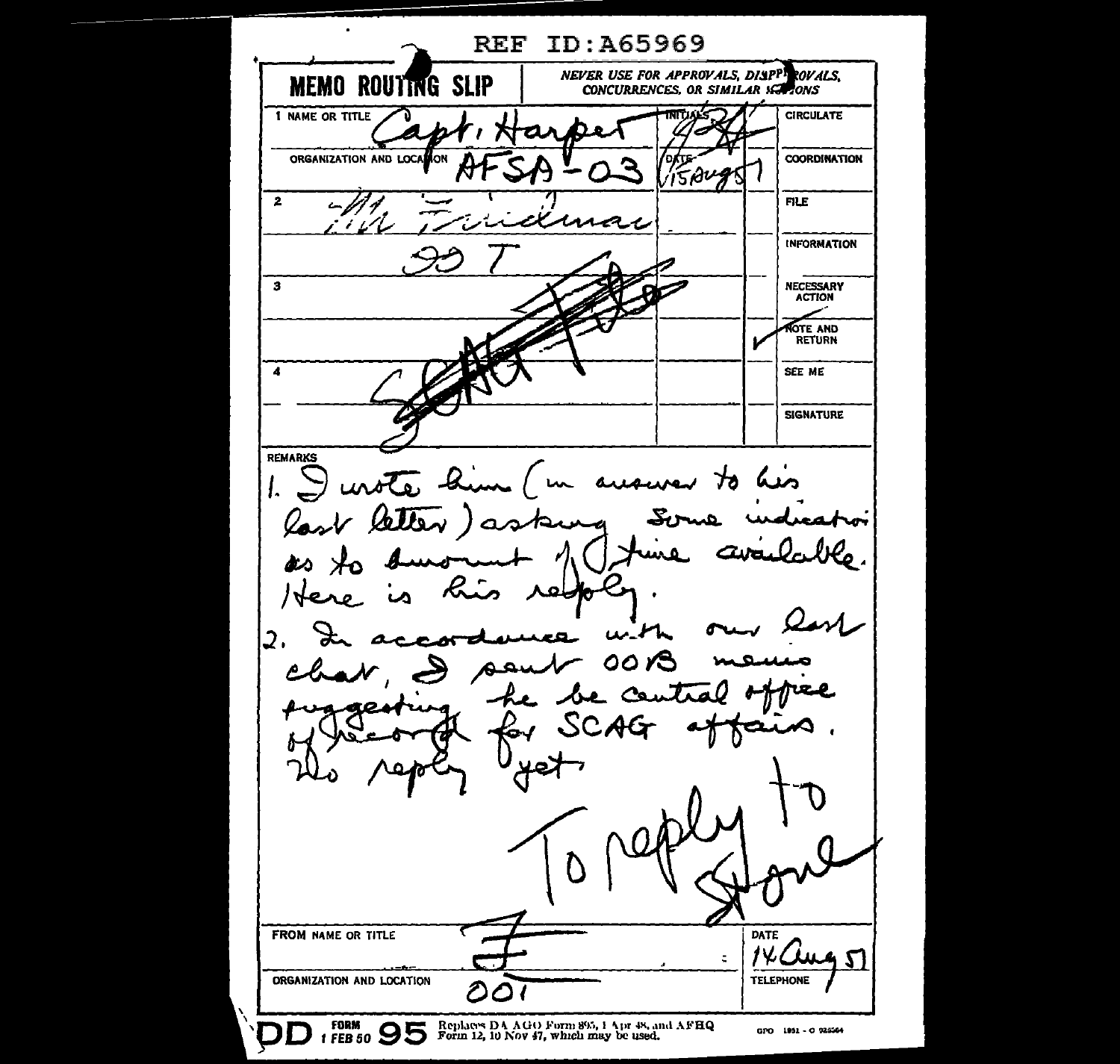REF ID:A65969

**MEMO ROUTING SLIP**

*NEVER USE FOR APPROVALS, DISAPPROVALS, CONCURRENCES, OR SIMILAR ACTIONS*

| | NAME OR TITLE | INITIALS | | |
|---|---|---|---|---|
| 1 | Capt. Harper | | | CIRCULATE |
| | ORGANIZATION AND LOCATION: AFSA-03 | DATE: 15 Aug 51 | | COORDINATION |
| 2 | Mr Friedman | | | FILE |
| | 00T | | | INFORMATION |
| 3 | | | | NECESSARY ACTION |
| | | | ✓ | NOTE AND RETURN |
| 4 | | | | SEE ME |
| | | | | SIGNATURE |

SCAG File

**REMARKS**

1. I wrote him (in answer to his last letter) asking some indication as to amount of time available. Here is his reply.

2. In accordance with our last chat, I sent 00B memo suggesting he be central office of record for SCAG affairs. No reply yet.

To reply to Stone

FROM NAME OR TITLE: F

DATE: 14 Aug 51

ORGANIZATION AND LOCATION: 00T

TELEPHONE:

DD FORM 1 FEB 50 95 Replaces DA AGO Form 895, 1 Apr 48, and AFHQ Form 12, 10 Nov 47, which may be used.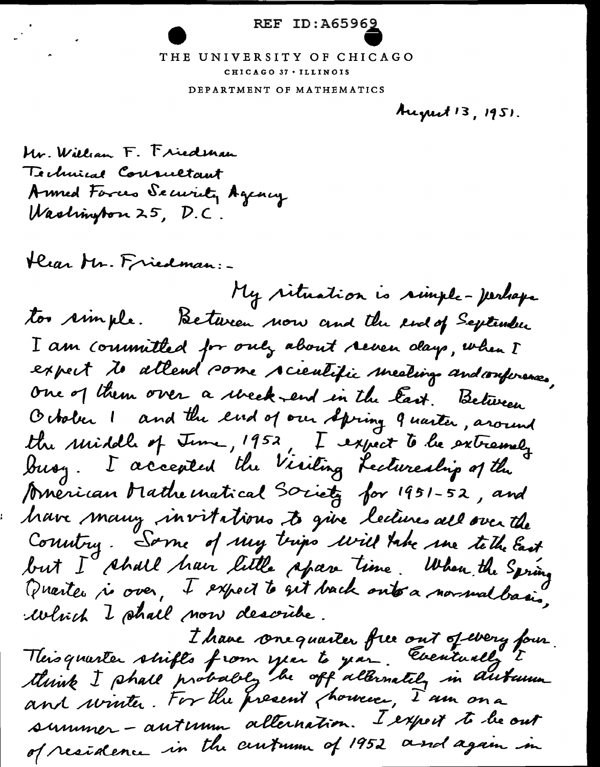REF ID:A65969

THE UNIVERSITY OF CHICAGO
CHICAGO 37 · ILLINOIS
DEPARTMENT OF MATHEMATICS

August 13, 1951.

Mr. William F. Friedman
Technical Consultant
Armed Forces Security Agency
Washington 25, D.C.

Dear Mr. Friedman:-

My situation is simple - perhaps too simple. Between now and the end of September I am committed for only about seven days, when I expect to attend some scientific meetings and conferences, one of them over a week-end in the East. Between October 1 and the end of our Spring Quarter, around the middle of June, 1952, I expect to be extremely busy. I accepted the Visiting Lectureship of the American Mathematical Society for 1951-52, and have many invitations to give lectures all over the Country. Some of my trips will take me to the East but I shall have little spare time. When the Spring Quarter is over, I expect to get back onto a normal basis, which I shall now describe.

I have one quarter free out of every four. This quarter shifts from year to year. Eventually I think I shall probably be off alternately in autumn and winter. For the present however, I am on a summer - autumn alternation. I expect to be out of residence in the autumn of 1952 and again in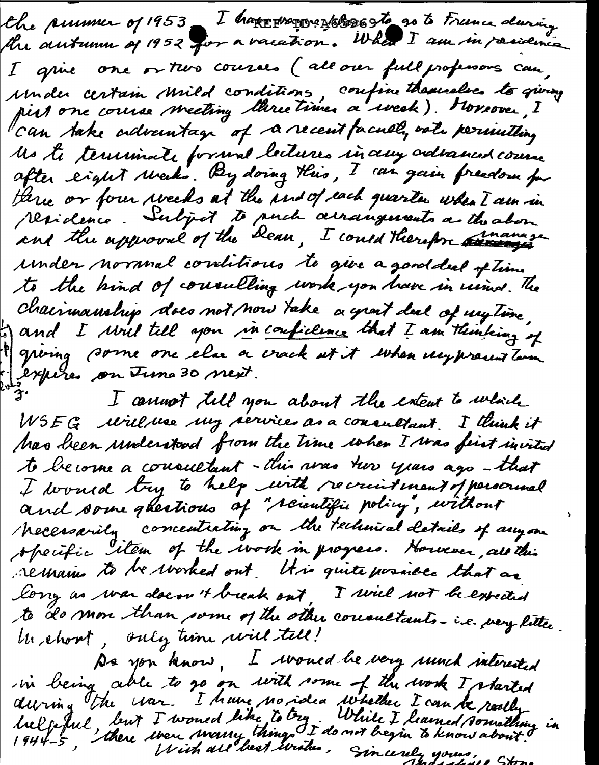the summer of 1953. I have [REF ID: A65869] to go to France during the autumn of 1952 for a vacation. When I am in residence I give one or two courses (all our full professors can, under certain mild conditions, confine themselves to giving just one course meeting three times a week). Moreover, I can take advantage of a recent faculty vote permitting us to terminate formal lectures in any advanced course after eight weeks. By doing this, I can gain freedom for three or four weeks at the end of each quarter when I am in residence. Subject to such arrangements as the above and the approval of the Dean, I could therefore ~~manage~~ manage under normal conditions to give a good deal of time to the kind of consulting work you have in mind. The chairmanship does not now take a great deal of my time, and I will tell you *in confidence* that I am thinking of giving some one else a crack at it when my present term expires on June 30 next.

I cannot tell you about the extent to which WSEG will use my services as a consultant. I think it has been understood from the time when I was first invited to become a consultant - this was two years ago - that I would try to help with recruitment of personnel and some questions of "scientific policy", without necessarily concentrating on the technical details of any one specific item of the work in progress. However, all this remains to be worked out. It is quite possible that as long as war doesn't break out, I will not be expected to do more than some of the other consultants - i.e. very little. In short, only time will tell!

As you know, I would be very much interested in being able to go on with some of the work I started during the war. I have no idea whether I can be really helpful, but I would like to try. While I learned something in 1944-5, there were many things I do not begin to know about.

With all best wishes, Sincerely yours, Marshall Stone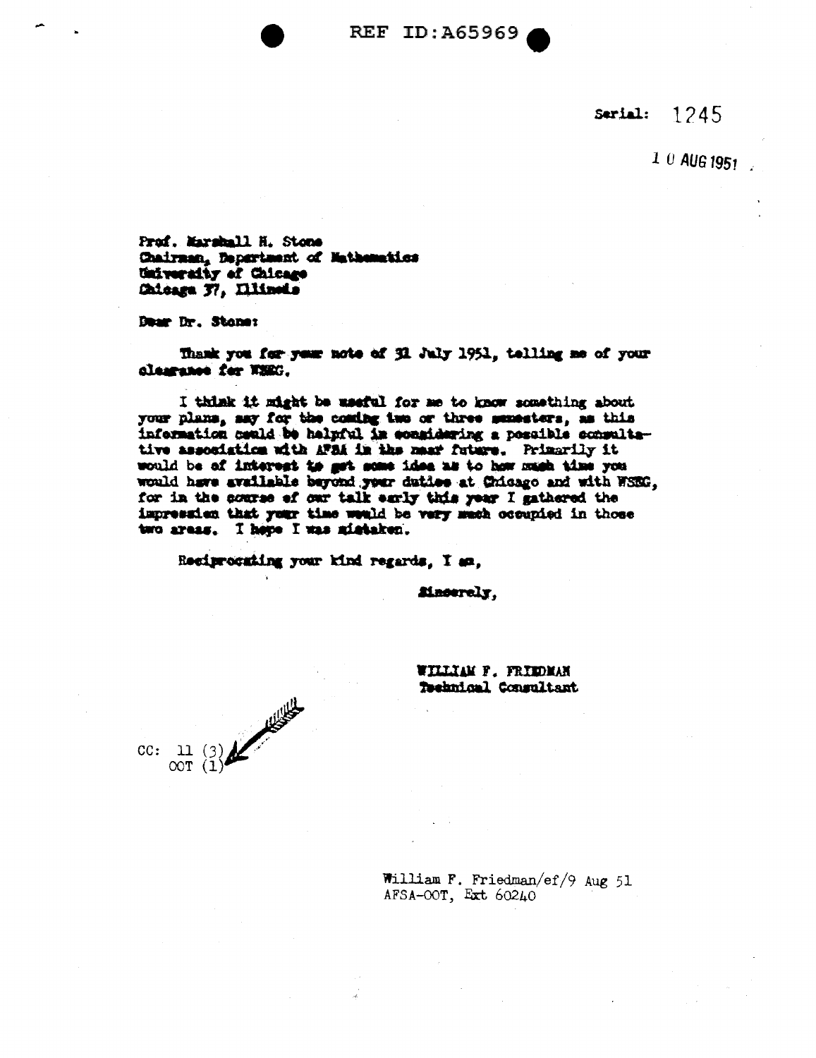REF ID:A65969

Serial: 1245

10 AUG 1951

Prof. Marshall H. Stone
Chairman, Department of Mathematics
University of Chicago
Chicago 37, Illinois

Dear Dr. Stone:

Thank you for your note of 31 July 1951, telling me of your clearance for WSEG.

I think it might be useful for me to know something about your plans, say for the coming two or three semesters, as this information could be helpful in considering a possible consultative association with AFSA in the near future. Primarily it would be of interest to get some idea as to how much time you would have available beyond your duties at Chicago and with WSEG, for in the course of our talk early this year I gathered the impression that your time would be very much occupied in those two areas. I hope I was mistaken.

Reciprocating your kind regards, I am,

Sincerely,

WILLIAM F. FRIEDMAN
Technical Consultant

CC: 11 (3)
OOT (1)

William F. Friedman/ef/9 Aug 51
AFSA-OOT, Ext 60240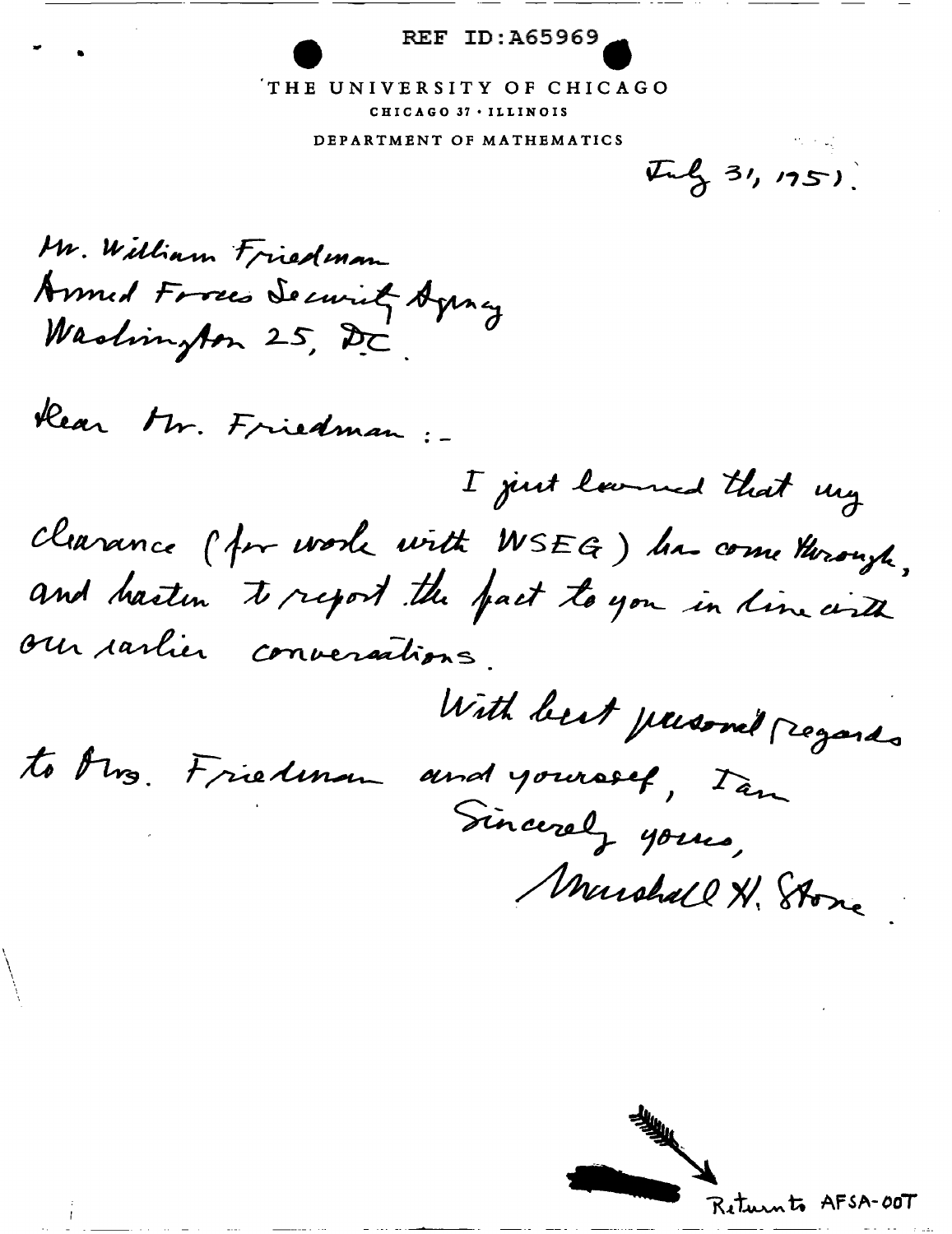REF ID:A65969

THE UNIVERSITY OF CHICAGO
CHICAGO 37 · ILLINOIS
DEPARTMENT OF MATHEMATICS

July 31, 1951.

Mr. William Friedman
Armed Forces Security Agency
Washington 25, D.C.

Dear Mr. Friedman :-

I just learned that my clearance (for work with WSEG) has come through, and hasten to report the fact to you in line with our earlier conversations.

With best personal regards to Mrs. Friedman and yourself, I am

Sincerely yours,

Marshall H. Stone.

Return to AFSA-00T